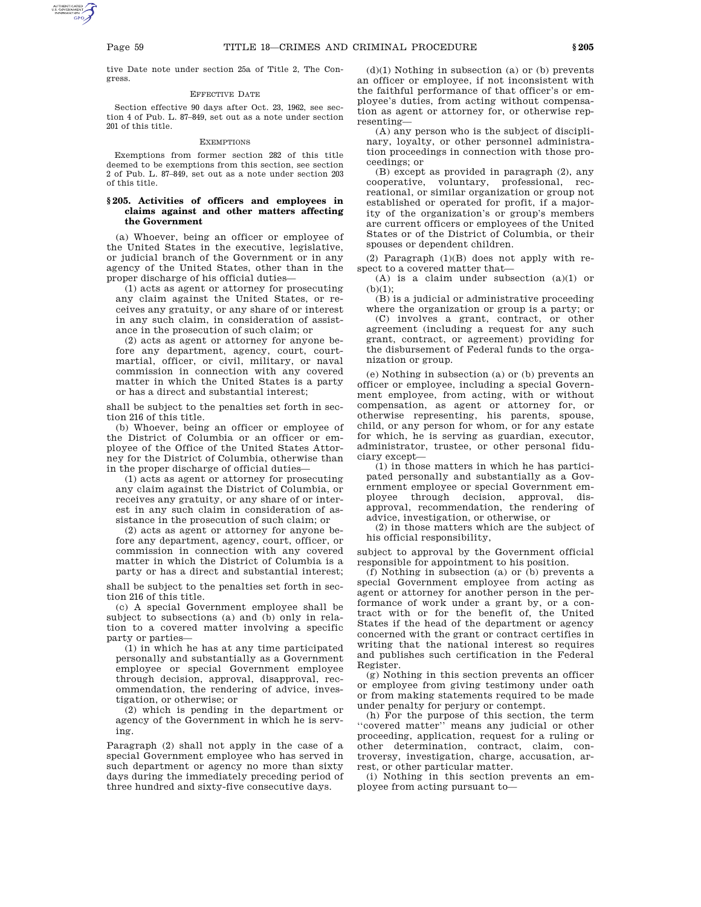tive Date note under section 25a of Title 2, The Congress.

EFFECTIVE DATE

Section effective 90 days after Oct. 23, 1962, see section 4 of Pub. L. 87–849, set out as a note under section 201 of this title.

EXEMPTIONS

Exemptions from former section 282 of this title deemed to be exemptions from this section, see section 2 of Pub. L. 87–849, set out as a note under section 203 of this title.

### § 205. Activities of officers and employees in claims against and other matters affecting the Government

(a) Whoever, being an officer or employee of the United States in the executive, legislative, or judicial branch of the Government or in any agency of the United States, other than in the proper discharge of his official duties—

(1) acts as agent or attorney for prosecuting any claim against the United States, or receives any gratuity, or any share of or interest in any such claim, in consideration of assistance in the prosecution of such claim; or

(2) acts as agent or attorney for anyone before any department, agency, court, court-martial, officer, or civil, military, or naval commission in connection with any covered matter in which the United States is a party or has a direct and substantial interest;

shall be subject to the penalties set forth in section 216 of this title.

(b) Whoever, being an officer or employee of the District of Columbia or an officer or employee of the Office of the United States Attorney for the District of Columbia, otherwise than in the proper discharge of official duties—

(1) acts as agent or attorney for prosecuting any claim against the District of Columbia, or receives any gratuity, or any share of or interest in any such claim in consideration of assistance in the prosecution of such claim; or

(2) acts as agent or attorney for anyone before any department, agency, court, officer, or commission in connection with any covered matter in which the District of Columbia is a party or has a direct and substantial interest;

shall be subject to the penalties set forth in section 216 of this title.

(c) A special Government employee shall be subject to subsections (a) and (b) only in relation to a covered matter involving a specific party or parties—

(1) in which he has at any time participated personally and substantially as a Government employee or special Government employee through decision, approval, disapproval, recommendation, the rendering of advice, investigation, or otherwise; or

(2) which is pending in the department or agency of the Government in which he is serving.

Paragraph (2) shall not apply in the case of a special Government employee who has served in such department or agency no more than sixty days during the immediately preceding period of three hundred and sixty-five consecutive days.

(d)(1) Nothing in subsection (a) or (b) prevents an officer or employee, if not inconsistent with the faithful performance of that officer's or employee's duties, from acting without compensation as agent or attorney for, or otherwise representing—

(A) any person who is the subject of disciplinary, loyalty, or other personnel administration proceedings in connection with those proceedings; or

(B) except as provided in paragraph (2), any cooperative, voluntary, professional, recreational, or similar organization or group not established or operated for profit, if a majority of the organization's or group's members are current officers or employees of the United States or of the District of Columbia, or their spouses or dependent children.

(2) Paragraph (1)(B) does not apply with respect to a covered matter that—

(A) is a claim under subsection (a)(1) or (b)(1);

(B) is a judicial or administrative proceeding where the organization or group is a party; or

(C) involves a grant, contract, or other agreement (including a request for any such grant, contract, or agreement) providing for the disbursement of Federal funds to the organization or group.

(e) Nothing in subsection (a) or (b) prevents an officer or employee, including a special Government employee, from acting, with or without compensation, as agent or attorney for, or otherwise representing, his parents, spouse, child, or any person for whom, or for any estate for which, he is serving as guardian, executor, administrator, trustee, or other personal fiduciary except—

(1) in those matters in which he has participated personally and substantially as a Government employee or special Government employee through decision, approval, disapproval, recommendation, the rendering of advice, investigation, or otherwise, or

(2) in those matters which are the subject of his official responsibility,

subject to approval by the Government official responsible for appointment to his position.

(f) Nothing in subsection (a) or (b) prevents a special Government employee from acting as agent or attorney for another person in the performance of work under a grant by, or a contract with or for the benefit of, the United States if the head of the department or agency concerned with the grant or contract certifies in writing that the national interest so requires and publishes such certification in the Federal Register.

(g) Nothing in this section prevents an officer or employee from giving testimony under oath or from making statements required to be made under penalty for perjury or contempt.

(h) For the purpose of this section, the term ''covered matter'' means any judicial or other proceeding, application, request for a ruling or other determination, contract, claim, controversy, investigation, charge, accusation, arrest, or other particular matter.

(i) Nothing in this section prevents an employee from acting pursuant to—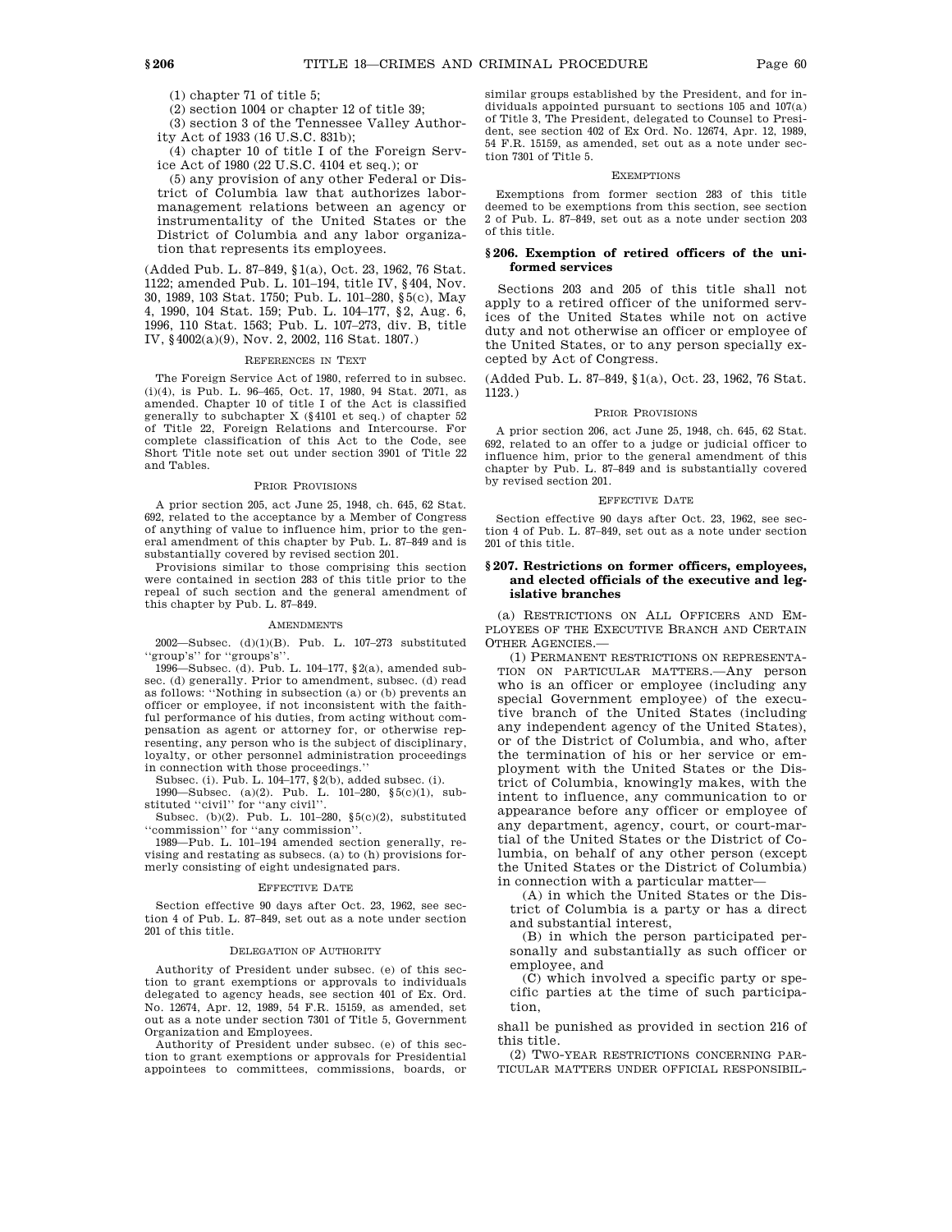(1) chapter 71 of title 5;

(2) section 1004 or chapter 12 of title 39;

(3) section 3 of the Tennessee Valley Authority Act of 1933 (16 U.S.C. 831b);

(4) chapter 10 of title I of the Foreign Service Act of 1980 (22 U.S.C. 4104 et seq.); or

(5) any provision of any other Federal or District of Columbia law that authorizes labor-management relations between an agency or instrumentality of the United States or the District of Columbia and any labor organization that represents its employees.

(Added Pub. L. 87–849, §1(a), Oct. 23, 1962, 76 Stat. 1122; amended Pub. L. 101–194, title IV, §404, Nov. 30, 1989, 103 Stat. 1750; Pub. L. 101–280, §5(c), May 4, 1990, 104 Stat. 159; Pub. L. 104–177, §2, Aug. 6, 1996, 110 Stat. 1563; Pub. L. 107–273, div. B, title IV, §4002(a)(9), Nov. 2, 2002, 116 Stat. 1807.)

REFERENCES IN TEXT

The Foreign Service Act of 1980, referred to in subsec. (i)(4), is Pub. L. 96–465, Oct. 17, 1980, 94 Stat. 2071, as amended. Chapter 10 of title I of the Act is classified generally to subchapter X (§4101 et seq.) of chapter 52 of Title 22, Foreign Relations and Intercourse. For complete classification of this Act to the Code, see Short Title note set out under section 3901 of Title 22 and Tables.

PRIOR PROVISIONS

A prior section 205, act June 25, 1948, ch. 645, 62 Stat. 692, related to the acceptance by a Member of Congress of anything of value to influence him, prior to the general amendment of this chapter by Pub. L. 87–849 and is substantially covered by revised section 201.

Provisions similar to those comprising this section were contained in section 283 of this title prior to the repeal of such section and the general amendment of this chapter by Pub. L. 87–849.

AMENDMENTS

2002—Subsec. (d)(1)(B). Pub. L. 107–273 substituted ''group's'' for ''groups's''.

1996—Subsec. (d). Pub. L. 104–177, §2(a), amended subsec. (d) generally. Prior to amendment, subsec. (d) read as follows: ''Nothing in subsection (a) or (b) prevents an officer or employee, if not inconsistent with the faithful performance of his duties, from acting without compensation as agent or attorney for, or otherwise representing, any person who is the subject of disciplinary, loyalty, or other personnel administration proceedings in connection with those proceedings.''

Subsec. (i). Pub. L. 104–177, §2(b), added subsec. (i).

1990—Subsec. (a)(2). Pub. L. 101–280, §5(c)(1), substituted ''civil'' for ''any civil''.

Subsec. (b)(2). Pub. L. 101–280, §5(c)(2), substituted ''commission'' for ''any commission''.

1989—Pub. L. 101–194 amended section generally, revising and restating as subsecs. (a) to (h) provisions formerly consisting of eight undesignated pars.

EFFECTIVE DATE

Section effective 90 days after Oct. 23, 1962, see section 4 of Pub. L. 87–849, set out as a note under section 201 of this title.

DELEGATION OF AUTHORITY

Authority of President under subsec. (e) of this section to grant exemptions or approvals to individuals delegated to agency heads, see section 401 of Ex. Ord. No. 12674, Apr. 12, 1989, 54 F.R. 15159, as amended, set out as a note under section 7301 of Title 5, Government Organization and Employees.

Authority of President under subsec. (e) of this section to grant exemptions or approvals for Presidential appointees to committees, commissions, boards, or similar groups established by the President, and for individuals appointed pursuant to sections 105 and 107(a) of Title 3, The President, delegated to Counsel to President, see section 402 of Ex Ord. No. 12674, Apr. 12, 1989, 54 F.R. 15159, as amended, set out as a note under section 7301 of Title 5.

EXEMPTIONS

Exemptions from former section 283 of this title deemed to be exemptions from this section, see section 2 of Pub. L. 87–849, set out as a note under section 203 of this title.

### §206. Exemption of retired officers of the uniformed services

Sections 203 and 205 of this title shall not apply to a retired officer of the uniformed services of the United States while not on active duty and not otherwise an officer or employee of the United States, or to any person specially excepted by Act of Congress.

(Added Pub. L. 87–849, §1(a), Oct. 23, 1962, 76 Stat. 1123.)

PRIOR PROVISIONS

A prior section 206, act June 25, 1948, ch. 645, 62 Stat. 692, related to an offer to a judge or judicial officer to influence him, prior to the general amendment of this chapter by Pub. L. 87–849 and is substantially covered by revised section 201.

EFFECTIVE DATE

Section effective 90 days after Oct. 23, 1962, see section 4 of Pub. L. 87–849, set out as a note under section 201 of this title.

### §207. Restrictions on former officers, employees, and elected officials of the executive and legislative branches

(a) RESTRICTIONS ON ALL OFFICERS AND EMPLOYEES OF THE EXECUTIVE BRANCH AND CERTAIN OTHER AGENCIES.—

(1) PERMANENT RESTRICTIONS ON REPRESENTATION ON PARTICULAR MATTERS.—Any person who is an officer or employee (including any special Government employee) of the executive branch of the United States (including any independent agency of the United States), or of the District of Columbia, and who, after the termination of his or her service or employment with the United States or the District of Columbia, knowingly makes, with the intent to influence, any communication to or appearance before any officer or employee of any department, agency, court, or court-martial of the United States or the District of Columbia, on behalf of any other person (except the United States or the District of Columbia) in connection with a particular matter—

(A) in which the United States or the District of Columbia is a party or has a direct and substantial interest,

(B) in which the person participated personally and substantially as such officer or employee, and

(C) which involved a specific party or specific parties at the time of such participation,

shall be punished as provided in section 216 of this title.

(2) TWO-YEAR RESTRICTIONS CONCERNING PARTICULAR MATTERS UNDER OFFICIAL RESPONSIBIL-